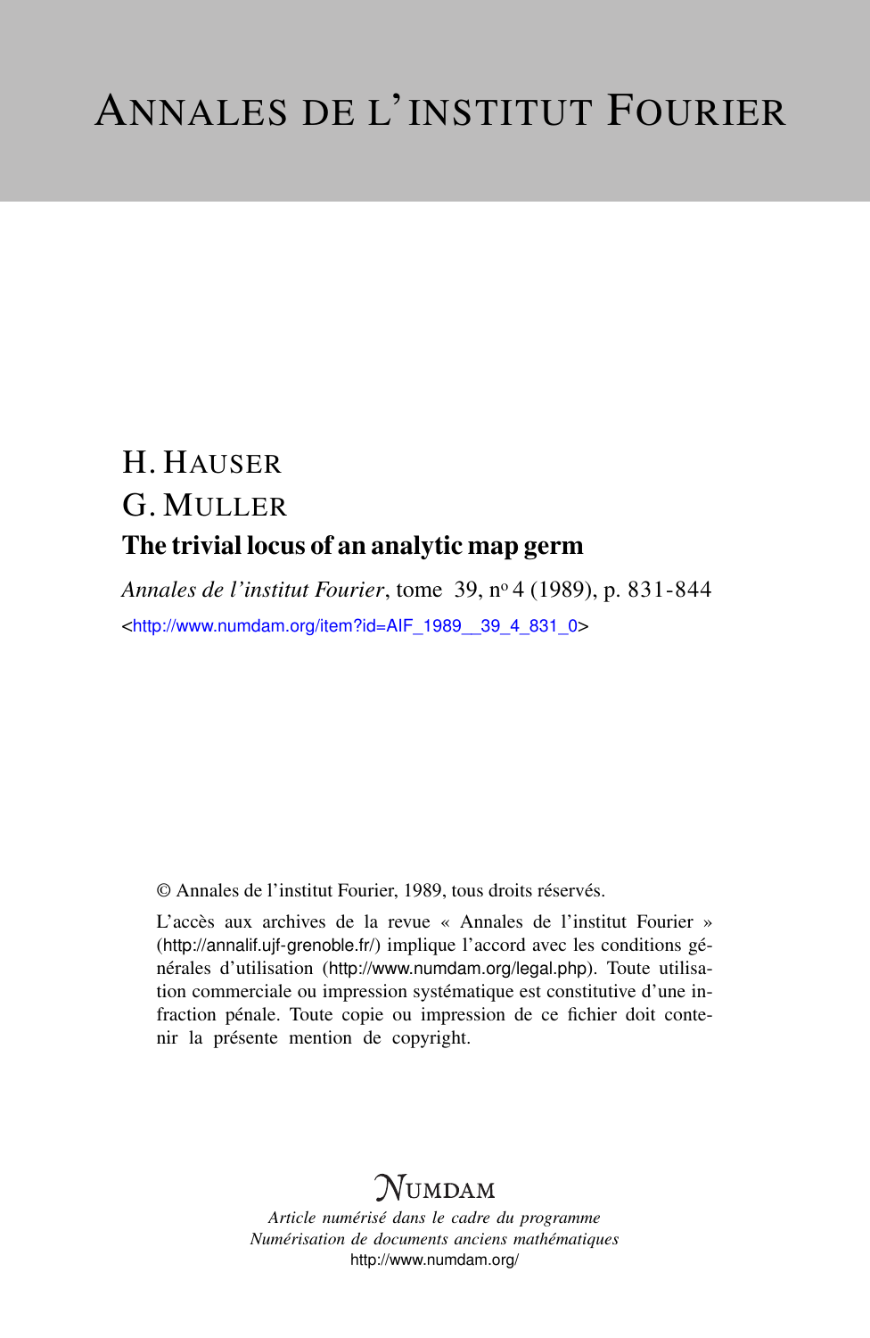# ANNALES DE L'INSTITUT FOURIER

H. HAUSER

G. MULLER

## The trivial locus of an analytic map germ

*Annales de l'institut Fourier*, tome 39, nº 4 (1989), p. 831-844

<http://www.numdam.org/item?id=AIF_1989__39_4_831_0>

© Annales de l'institut Fourier, 1989, tous droits réservés.

L'accès aux archives de la revue « Annales de l'institut Fourier » (http://annalif.ujf-grenoble.fr/) implique l'accord avec les conditions générales d'utilisation (http://www.numdam.org/legal.php). Toute utilisation commerciale ou impression systématique est constitutive d'une infraction pénale. Toute copie ou impression de ce fichier doit contenir la présente mention de copyright.

NUMDAM

*Article numérisé dans le cadre du programme*
*Numérisation de documents anciens mathématiques*
http://www.numdam.org/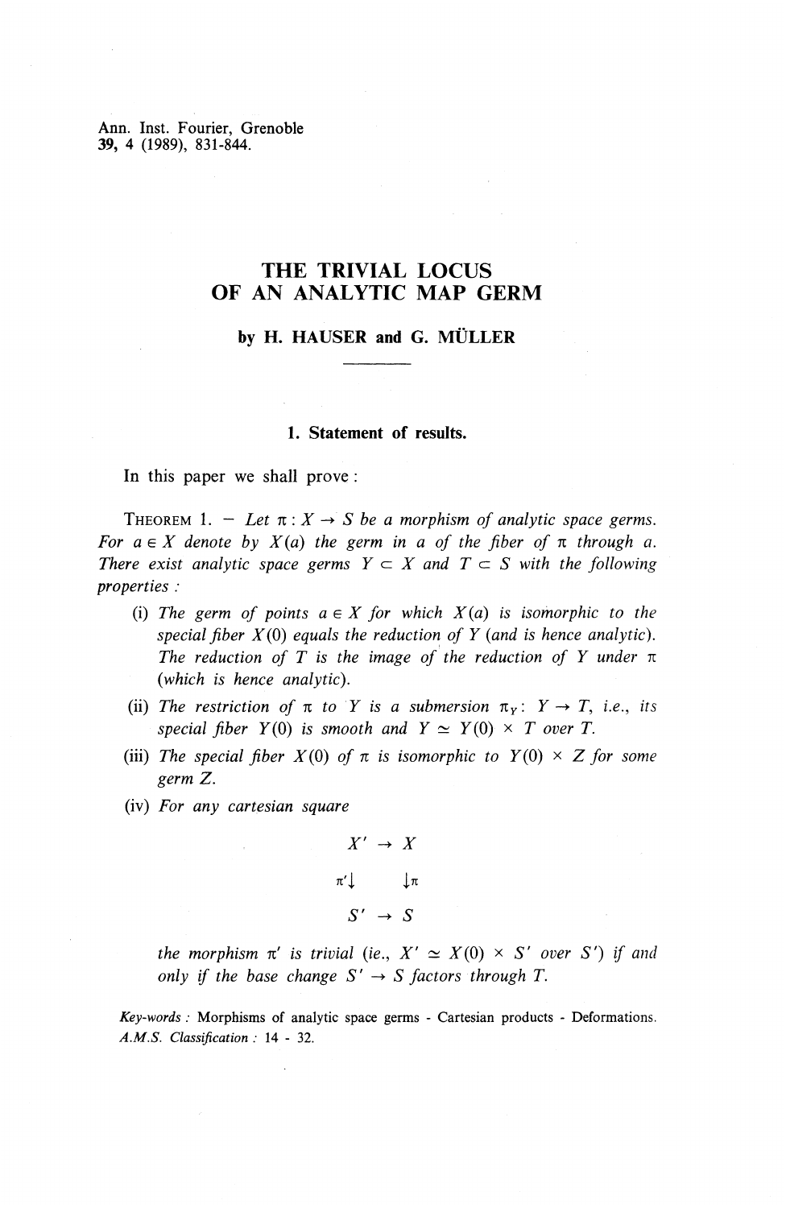# THE TRIVIAL LOCUS OF AN ANALYTIC MAP GERM

**by H. HAUSER and G. MÜLLER**

---

## 1. Statement of results.

In this paper we shall prove :

THEOREM 1. — *Let $\pi : X \to S$ be a morphism of analytic space germs. For $a \in X$ denote by $X(a)$ the germ in $a$ of the fiber of $\pi$ through $a$. There exist analytic space germs $Y \subset X$ and $T \subset S$ with the following properties :*

(i) *The germ of points $a \in X$ for which $X(a)$ is isomorphic to the special fiber $X(0)$ equals the reduction of $Y$ (and is hence analytic). The reduction of $T$ is the image of the reduction of $Y$ under $\pi$ (which is hence analytic).*

(ii) *The restriction of $\pi$ to $Y$ is a submersion $\pi_Y : Y \to T$, i.e., its special fiber $Y(0)$ is smooth and $Y \simeq Y(0) \times T$ over $T$.*

(iii) *The special fiber $X(0)$ of $\pi$ is isomorphic to $Y(0) \times Z$ for some germ $Z$.*

(iv) *For any cartesian square*

$$\begin{array}{ccc} X' & \to & X \\ \pi' \downarrow & & \downarrow \pi \\ S' & \to & S \end{array}$$

*the morphism $\pi'$ is trivial (ie., $X' \simeq X(0) \times S'$ over $S'$) if and only if the base change $S' \to S$ factors through $T$.*

*Key-words* : Morphisms of analytic space germs - Cartesian products - Deformations.
*A.M.S. Classification* : 14 - 32.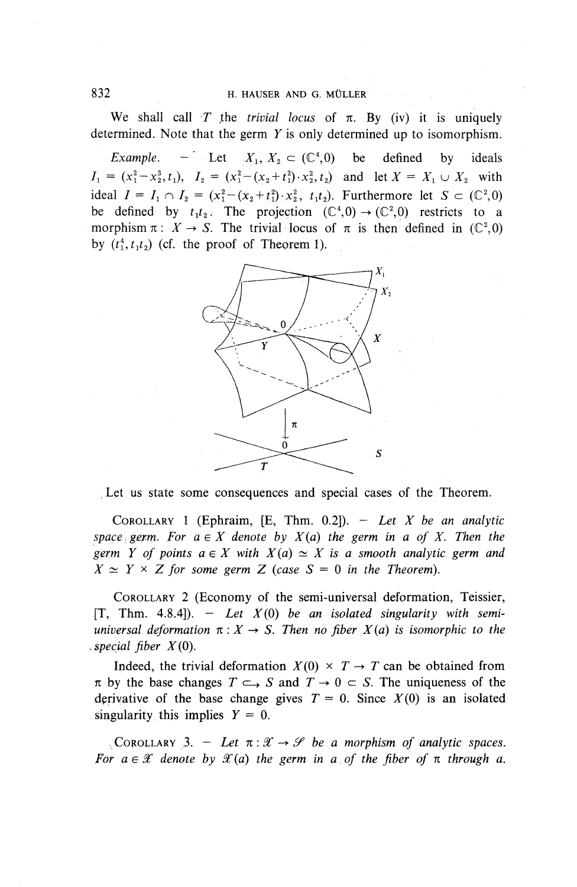We shall call $T$ the *trivial locus* of $\pi$. By (iv) it is uniquely determined. Note that the germ $Y$ is only determined up to isomorphism.

*Example.* — Let $X_1, X_2 \subset (\mathbb{C}^4,0)$ be defined by ideals $I_1 = (x_1^2 - x_2^3, t_1)$, $I_2 = (x_1^2 - (x_2 + t_1^2) \cdot x_2^2, t_2)$ and let $X = X_1 \cup X_2$ with ideal $I = I_1 \cap I_2 = (x_1^2 - (x_2 + t_1^2) \cdot x_2^2,\ t_1 t_2)$. Furthermore let $S \subset (\mathbb{C}^2,0)$ be defined by $t_1 t_2$. The projection $(\mathbb{C}^4,0) \to (\mathbb{C}^2,0)$ restricts to a morphism $\pi : X \to S$. The trivial locus of $\pi$ is then defined in $(\mathbb{C}^2,0)$ by $(t_1^4, t_1 t_2)$ (cf. the proof of Theorem 1).

Let us state some consequences and special cases of the Theorem.

COROLLARY 1 (Ephraim, [E, Thm. 0.2]). — *Let $X$ be an analytic space germ. For $a \in X$ denote by $X(a)$ the germ in $a$ of $X$. Then the germ $Y$ of points $a \in X$ with $X(a) \simeq X$ is a smooth analytic germ and $X \simeq Y \times Z$ for some germ $Z$ (case $S = 0$ in the Theorem).*

COROLLARY 2 (Economy of the semi-universal deformation, Teissier, [T, Thm. 4.8.4]). — *Let $X(0)$ be an isolated singularity with semi-universal deformation $\pi : X \to S$. Then no fiber $X(a)$ is isomorphic to the special fiber $X(0)$.*

Indeed, the trivial deformation $X(0) \times T \to T$ can be obtained from $\pi$ by the base changes $T \hookrightarrow S$ and $T \to 0 \subset S$. The uniqueness of the derivative of the base change gives $T = 0$. Since $X(0)$ is an isolated singularity this implies $Y = 0$.

COROLLARY 3. — *Let $\pi : \mathscr{X} \to \mathscr{S}$ be a morphism of analytic spaces. For $a \in \mathscr{X}$ denote by $\mathscr{X}(a)$ the germ in $a$ of the fiber of $\pi$ through $a$.*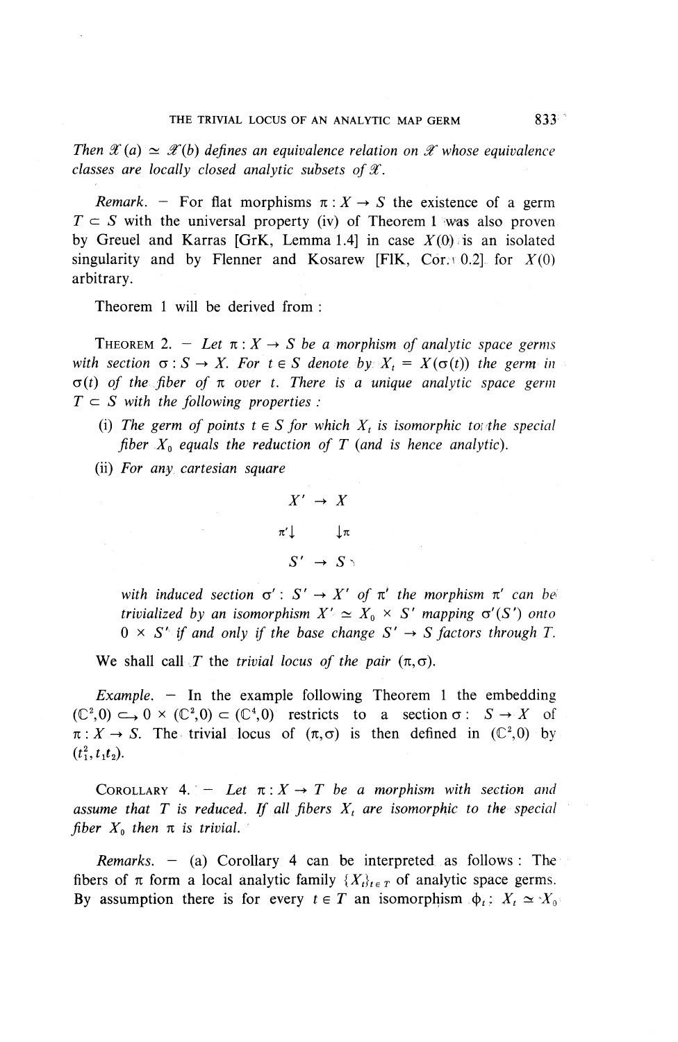*Then $\mathscr{X}(a) \simeq \mathscr{X}(b)$ defines an equivalence relation on $\mathscr{X}$ whose equivalence classes are locally closed analytic subsets of $\mathscr{X}$.*

*Remark.* — For flat morphisms $\pi : X \to S$ the existence of a germ $T \subset S$ with the universal property (iv) of Theorem 1 was also proven by Greuel and Karras [GrK, Lemma 1.4] in case $X(0)$ is an isolated singularity and by Flenner and Kosarew [FlK, Cor. 0.2] for $X(0)$ arbitrary.

Theorem 1 will be derived from :

THEOREM 2. — *Let $\pi : X \to S$ be a morphism of analytic space germs with section $\sigma : S \to X$. For $t \in S$ denote by $X_t = X(\sigma(t))$ the germ in $\sigma(t)$ of the fiber of $\pi$ over $t$. There is a unique analytic space germ $T \subset S$ with the following properties :*

(i) *The germ of points $t \in S$ for which $X_t$ is isomorphic to the special fiber $X_0$ equals the reduction of $T$ (and is hence analytic).*

(ii) *For any cartesian square*

$$\begin{array}{ccc} X' & \to & X \\ \pi' \downarrow & & \downarrow \pi \\ S' & \to & S \end{array}$$

*with induced section $\sigma' : S' \to X'$ of $\pi'$ the morphism $\pi'$ can be trivialized by an isomorphism $X' \simeq X_0 \times S'$ mapping $\sigma'(S')$ onto $0 \times S'$ if and only if the base change $S' \to S$ factors through $T$.*

We shall call $T$ the *trivial locus of the pair* $(\pi, \sigma)$.

*Example.* — In the example following Theorem 1 the embedding $(\mathbb{C}^2, 0) \hookrightarrow 0 \times (\mathbb{C}^2, 0) \subset (\mathbb{C}^4, 0)$ restricts to a section $\sigma : S \to X$ of $\pi : X \to S$. The trivial locus of $(\pi, \sigma)$ is then defined in $(\mathbb{C}^2, 0)$ by $(t_1^2, t_1 t_2)$.

COROLLARY 4. — *Let $\pi : X \to T$ be a morphism with section and assume that $T$ is reduced. If all fibers $X_t$ are isomorphic to the special fiber $X_0$ then $\pi$ is trivial.*

*Remarks.* — (a) Corollary 4 can be interpreted as follows : The fibers of $\pi$ form a local analytic family $\{X_t\}_{t \in T}$ of analytic space germs. By assumption there is for every $t \in T$ an isomorphism $\phi_t : X_t \simeq X_0$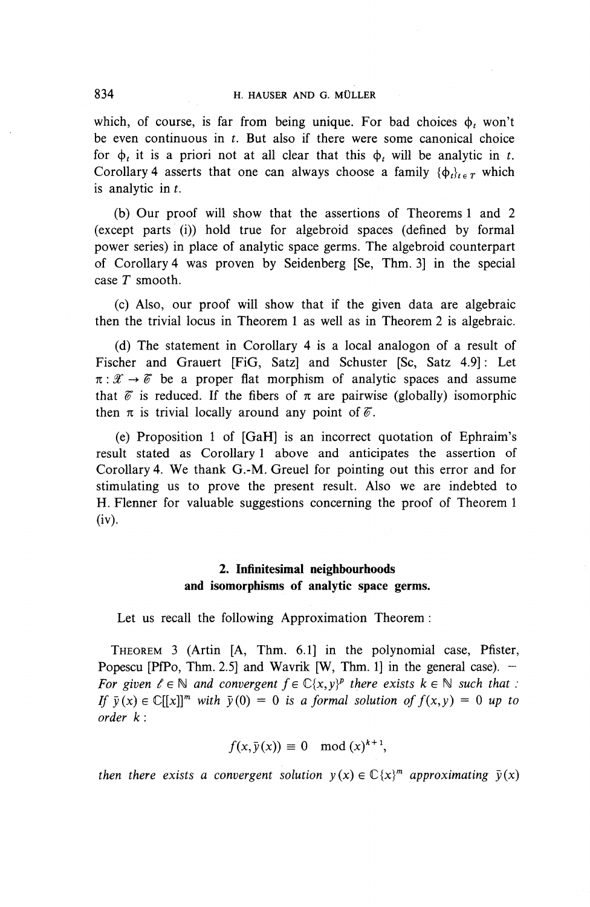which, of course, is far from being unique. For bad choices $\phi_t$ won't be even continuous in $t$. But also if there were some canonical choice for $\phi_t$ it is a priori not at all clear that this $\phi_t$ will be analytic in $t$. Corollary 4 asserts that one can always choose a family $\{\phi_t\}_{t \in T}$ which is analytic in $t$.

(b) Our proof will show that the assertions of Theorems 1 and 2 (except parts (i)) hold true for algebroid spaces (defined by formal power series) in place of analytic space germs. The algebroid counterpart of Corollary 4 was proven by Seidenberg [Se, Thm. 3] in the special case $T$ smooth.

(c) Also, our proof will show that if the given data are algebraic then the trivial locus in Theorem 1 as well as in Theorem 2 is algebraic.

(d) The statement in Corollary 4 is a local analogon of a result of Fischer and Grauert [FiG, Satz] and Schuster [Sc, Satz 4.9]: Let $\pi : \mathscr{X} \to \mathscr{C}$ be a proper flat morphism of analytic spaces and assume that $\mathscr{C}$ is reduced. If the fibers of $\pi$ are pairwise (globally) isomorphic then $\pi$ is trivial locally around any point of $\mathscr{C}$.

(e) Proposition 1 of [GaH] is an incorrect quotation of Ephraim's result stated as Corollary 1 above and anticipates the assertion of Corollary 4. We thank G.-M. Greuel for pointing out this error and for stimulating us to prove the present result. Also we are indebted to H. Flenner for valuable suggestions concerning the proof of Theorem 1 (iv).

## 2. Infinitesimal neighbourhoods and isomorphisms of analytic space germs.

Let us recall the following Approximation Theorem:

THEOREM 3 (Artin [A, Thm. 6.1] in the polynomial case, Pfister, Popescu [PfPo, Thm. 2.5] and Wavrik [W, Thm. 1] in the general case). — *For given $\ell \in \mathbb{N}$ and convergent $f \in \mathbb{C}\{x,y\}^p$ there exists $k \in \mathbb{N}$ such that: If $\bar{y}(x) \in \mathbb{C}[[x]]^m$ with $\bar{y}(0) = 0$ is a formal solution of $f(x,y) = 0$ up to order $k$:*

$$f(x,\bar{y}(x)) \equiv 0 \mod (x)^{k+1},$$

*then there exists a convergent solution $y(x) \in \mathbb{C}\{x\}^m$ approximating $\bar{y}(x)$*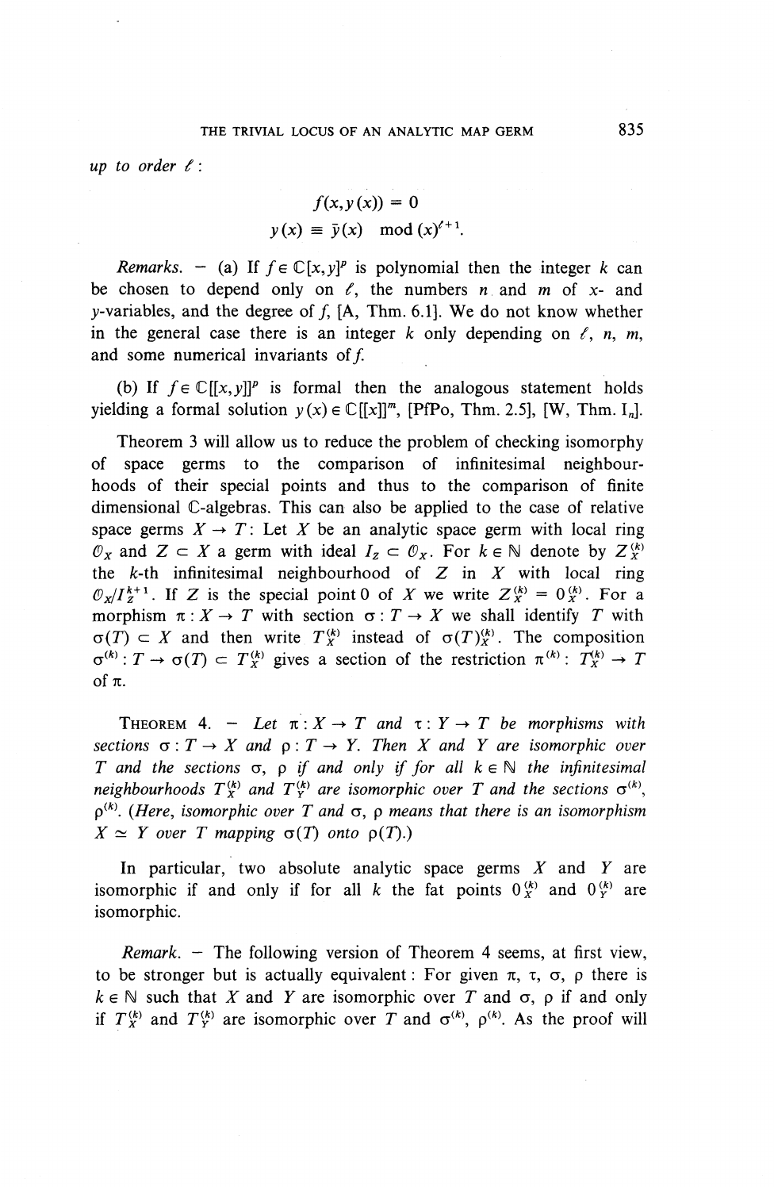*up to order* $\ell$ :

$$f(x,y(x)) = 0$$
$$y(x) \equiv \bar{y}(x) \mod (x)^{\ell+1}.$$

*Remarks.* – (a) If $f \in \mathbb{C}[x,y]^p$ is polynomial then the integer $k$ can be chosen to depend only on $\ell$, the numbers $n$ and $m$ of $x$- and $y$-variables, and the degree of $f$, [A, Thm. 6.1]. We do not know whether in the general case there is an integer $k$ only depending on $\ell$, $n$, $m$, and some numerical invariants of $f$.

(b) If $f \in \mathbb{C}[[x,y]]^p$ is formal then the analogous statement holds yielding a formal solution $y(x) \in \mathbb{C}[[x]]^m$, [PfPo, Thm. 2.5], [W, Thm. $I_n$].

Theorem 3 will allow us to reduce the problem of checking isomorphy of space germs to the comparison of infinitesimal neighbourhoods of their special points and thus to the comparison of finite dimensional $\mathbb{C}$-algebras. This can also be applied to the case of relative space germs $X \to T$: Let $X$ be an analytic space germ with local ring $\mathcal{O}_X$ and $Z \subset X$ a germ with ideal $I_Z \subset \mathcal{O}_X$. For $k \in \mathbb{N}$ denote by $Z_X^{(k)}$ the $k$-th infinitesimal neighbourhood of $Z$ in $X$ with local ring $\mathcal{O}_X/I_Z^{k+1}$. If $Z$ is the special point $0$ of $X$ we write $Z_X^{(k)} = 0_X^{(k)}$. For a morphism $\pi : X \to T$ with section $\sigma : T \to X$ we shall identify $T$ with $\sigma(T) \subset X$ and then write $T_X^{(k)}$ instead of $\sigma(T)_X^{(k)}$. The composition $\sigma^{(k)} : T \to \sigma(T) \subset T_X^{(k)}$ gives a section of the restriction $\pi^{(k)} : T_X^{(k)} \to T$ of $\pi$.

THEOREM 4. – *Let* $\pi : X \to T$ *and* $\tau : Y \to T$ *be morphisms with sections* $\sigma : T \to X$ *and* $\rho : T \to Y$. *Then* $X$ *and* $Y$ *are isomorphic over* $T$ *and the sections* $\sigma$, $\rho$ *if and only if for all* $k \in \mathbb{N}$ *the infinitesimal neighbourhoods* $T_X^{(k)}$ *and* $T_Y^{(k)}$ *are isomorphic over* $T$ *and the sections* $\sigma^{(k)}$, $\rho^{(k)}$. (*Here, isomorphic over* $T$ *and* $\sigma$, $\rho$ *means that there is an isomorphism* $X \simeq Y$ *over* $T$ *mapping* $\sigma(T)$ *onto* $\rho(T)$.)

In particular, two absolute analytic space germs $X$ and $Y$ are isomorphic if and only if for all $k$ the fat points $0_X^{(k)}$ and $0_Y^{(k)}$ are isomorphic.

*Remark.* – The following version of Theorem 4 seems, at first view, to be stronger but is actually equivalent: For given $\pi$, $\tau$, $\sigma$, $\rho$ there is $k \in \mathbb{N}$ such that $X$ and $Y$ are isomorphic over $T$ and $\sigma$, $\rho$ if and only if $T_X^{(k)}$ and $T_Y^{(k)}$ are isomorphic over $T$ and $\sigma^{(k)}$, $\rho^{(k)}$. As the proof will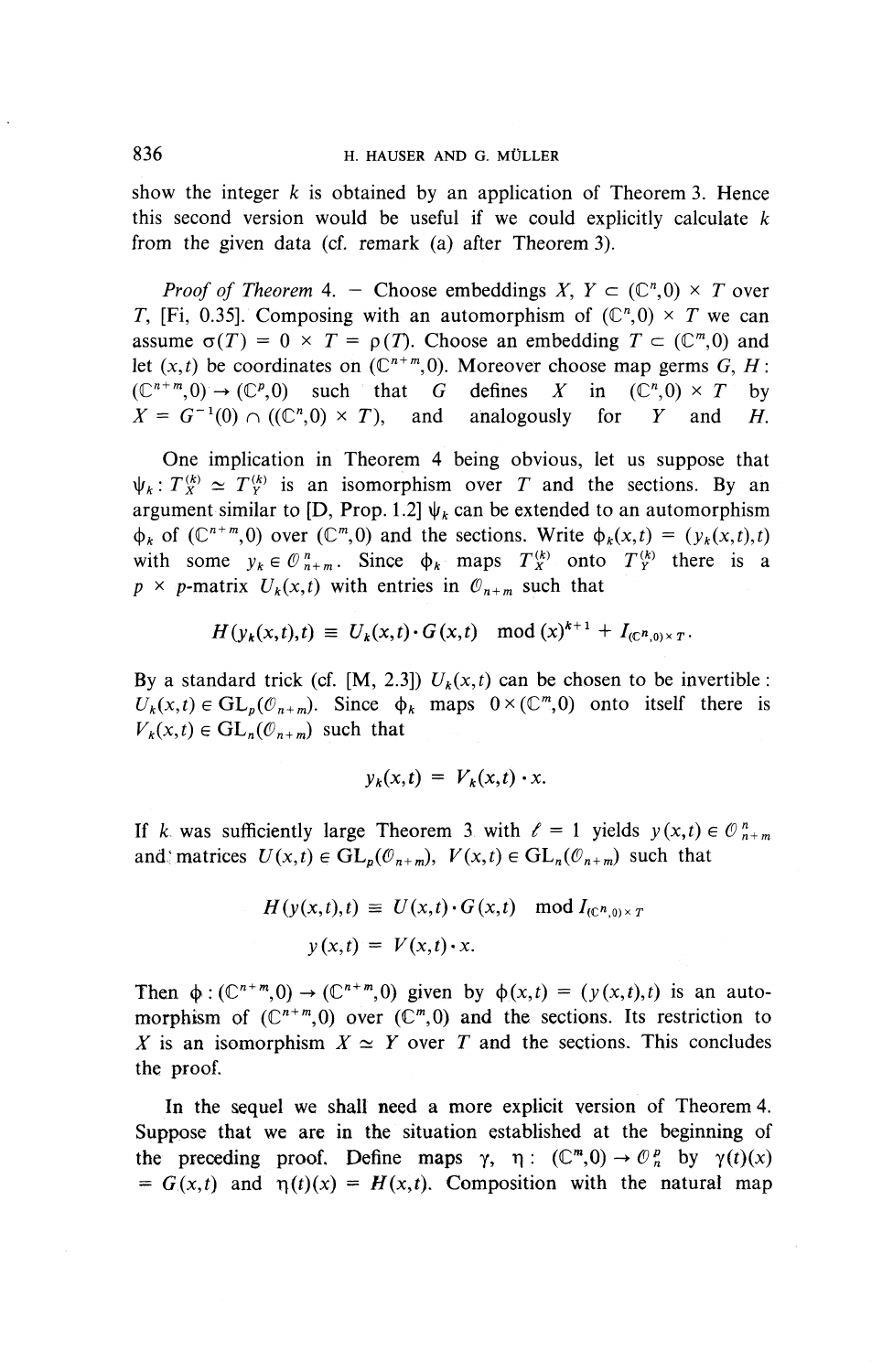show the integer $k$ is obtained by an application of Theorem 3. Hence this second version would be useful if we could explicitly calculate $k$ from the given data (cf. remark (a) after Theorem 3).

*Proof of Theorem* 4. — Choose embeddings $X$, $Y \subset (\mathbb{C}^n,0) \times T$ over $T$, [Fi, 0.35]. Composing with an automorphism of $(\mathbb{C}^n,0) \times T$ we can assume $\sigma(T) = 0 \times T = \rho(T)$. Choose an embedding $T \subset (\mathbb{C}^m,0)$ and let $(x,t)$ be coordinates on $(\mathbb{C}^{n+m},0)$. Moreover choose map germs $G$, $H$: $(\mathbb{C}^{n+m},0) \to (\mathbb{C}^p,0)$ such that $G$ defines $X$ in $(\mathbb{C}^n,0) \times T$ by $X = G^{-1}(0) \cap ((\mathbb{C}^n,0) \times T)$, and analogously for $Y$ and $H$.

One implication in Theorem 4 being obvious, let us suppose that $\psi_k : T_X^{(k)} \simeq T_Y^{(k)}$ is an isomorphism over $T$ and the sections. By an argument similar to [D, Prop. 1.2] $\psi_k$ can be extended to an automorphism $\phi_k$ of $(\mathbb{C}^{n+m},0)$ over $(\mathbb{C}^m,0)$ and the sections. Write $\phi_k(x,t) = (y_k(x,t),t)$ with some $y_k \in \mathcal{O}^n_{n+m}$. Since $\phi_k$ maps $T_X^{(k)}$ onto $T_Y^{(k)}$ there is a $p \times p$-matrix $U_k(x,t)$ with entries in $\mathcal{O}_{n+m}$ such that

$$H(y_k(x,t),t) \equiv U_k(x,t) \cdot G(x,t) \mod (x)^{k+1} + I_{(\mathbb{C}^n,0)\times T}.$$

By a standard trick (cf. [M, 2.3]) $U_k(x,t)$ can be chosen to be invertible: $U_k(x,t) \in \mathrm{GL}_p(\mathcal{O}_{n+m})$. Since $\phi_k$ maps $0 \times (\mathbb{C}^m,0)$ onto itself there is $V_k(x,t) \in \mathrm{GL}_n(\mathcal{O}_{n+m})$ such that

$$y_k(x,t) = V_k(x,t) \cdot x.$$

If $k$ was sufficiently large Theorem 3 with $\ell = 1$ yields $y(x,t) \in \mathcal{O}^n_{n+m}$ and matrices $U(x,t) \in \mathrm{GL}_p(\mathcal{O}_{n+m})$, $V(x,t) \in \mathrm{GL}_n(\mathcal{O}_{n+m})$ such that

$$H(y(x,t),t) \equiv U(x,t) \cdot G(x,t) \mod I_{(\mathbb{C}^n,0)\times T}$$

$$y(x,t) = V(x,t) \cdot x.$$

Then $\phi : (\mathbb{C}^{n+m},0) \to (\mathbb{C}^{n+m},0)$ given by $\phi(x,t) = (y(x,t),t)$ is an automorphism of $(\mathbb{C}^{n+m},0)$ over $(\mathbb{C}^m,0)$ and the sections. Its restriction to $X$ is an isomorphism $X \simeq Y$ over $T$ and the sections. This concludes the proof.

In the sequel we shall need a more explicit version of Theorem 4. Suppose that we are in the situation established at the beginning of the preceding proof. Define maps $\gamma$, $\eta$: $(\mathbb{C}^m,0) \to \mathcal{O}^p_n$ by $\gamma(t)(x) = G(x,t)$ and $\eta(t)(x) = H(x,t)$. Composition with the natural map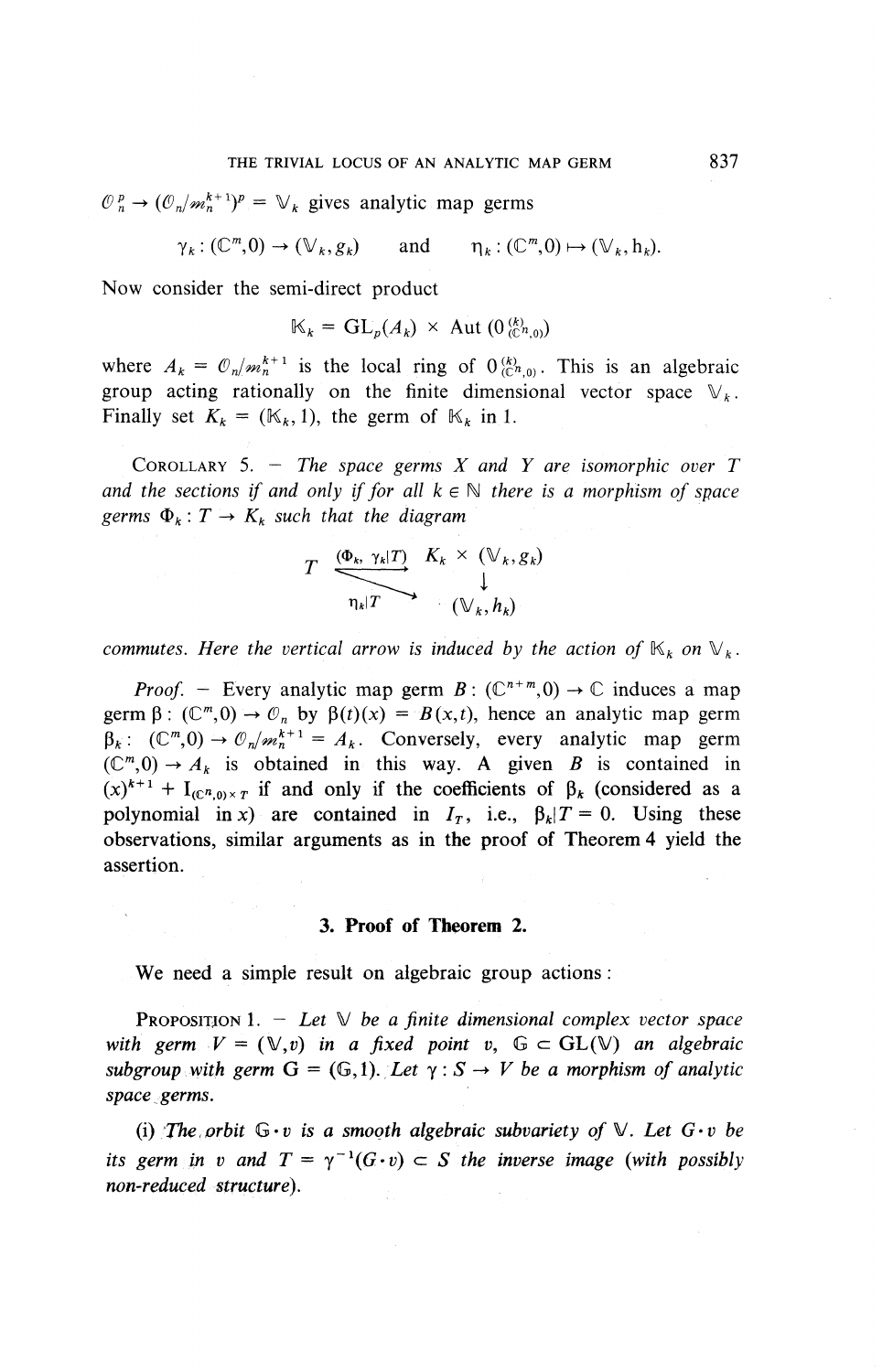$\mathcal{O}_n^p \to (\mathcal{O}_n/\mathfrak{m}_n^{k+1})^p = \mathbb{V}_k$ gives analytic map germs

$$\gamma_k : (\mathbb{C}^m,0) \to (\mathbb{V}_k, g_k) \qquad \text{and} \qquad \eta_k : (\mathbb{C}^m,0) \mapsto (\mathbb{V}_k, \mathrm{h}_k).$$

Now consider the semi-direct product

$$\mathbb{K}_k = \mathrm{GL}_p(A_k) \times \mathrm{Aut}\,(0^{(k)}_{(\mathbb{C}^n,0)})$$

where $A_k = \mathcal{O}_n/\mathfrak{m}_n^{k+1}$ is the local ring of $0^{(k)}_{(\mathbb{C}^n,0)}$. This is an algebraic group acting rationally on the finite dimensional vector space $\mathbb{V}_k$. Finally set $K_k = (\mathbb{K}_k, 1)$, the germ of $\mathbb{K}_k$ in 1.

COROLLARY 5. — *The space germs $X$ and $Y$ are isomorphic over $T$ and the sections if and only if for all $k \in \mathbb{N}$ there is a morphism of space germs $\Phi_k : T \to K_k$ such that the diagram*

$$\begin{array}{ccc} T & \xrightarrow{(\Phi_k,\ \gamma_k|T)} & K_k \times (\mathbb{V}_k, g_k) \\ & \searrow_{\eta_k|T} & \downarrow \\ & & (\mathbb{V}_k, h_k) \end{array}$$

*commutes. Here the vertical arrow is induced by the action of $\mathbb{K}_k$ on $\mathbb{V}_k$.*

*Proof.* — Every analytic map germ $B : (\mathbb{C}^{n+m},0) \to \mathbb{C}$ induces a map germ $\beta : (\mathbb{C}^m,0) \to \mathcal{O}_n$ by $\beta(t)(x) = B(x,t)$, hence an analytic map germ $\beta_k : (\mathbb{C}^m,0) \to \mathcal{O}_n/\mathfrak{m}_n^{k+1} = A_k$. Conversely, every analytic map germ $(\mathbb{C}^m,0) \to A_k$ is obtained in this way. A given $B$ is contained in $(x)^{k+1} + \mathrm{I}_{(\mathbb{C}^n,0)\times T}$ if and only if the coefficients of $\beta_k$ (considered as a polynomial in $x$) are contained in $I_T$, i.e., $\beta_k|T = 0$. Using these observations, similar arguments as in the proof of Theorem 4 yield the assertion.

## 3. Proof of Theorem 2.

We need a simple result on algebraic group actions:

PROPOSITION 1. — *Let $\mathbb{V}$ be a finite dimensional complex vector space with germ $V = (\mathbb{V}, v)$ in a fixed point $v$, $\mathbb{G} \subset \mathrm{GL}(\mathbb{V})$ an algebraic subgroup with germ $\mathrm{G} = (\mathbb{G}, 1)$. Let $\gamma : S \to V$ be a morphism of analytic space germs.*

(i) *The orbit $\mathbb{G} \cdot v$ is a smooth algebraic subvariety of $\mathbb{V}$. Let $G \cdot v$ be its germ in $v$ and $T = \gamma^{-1}(G \cdot v) \subset S$ the inverse image (with possibly non-reduced structure).*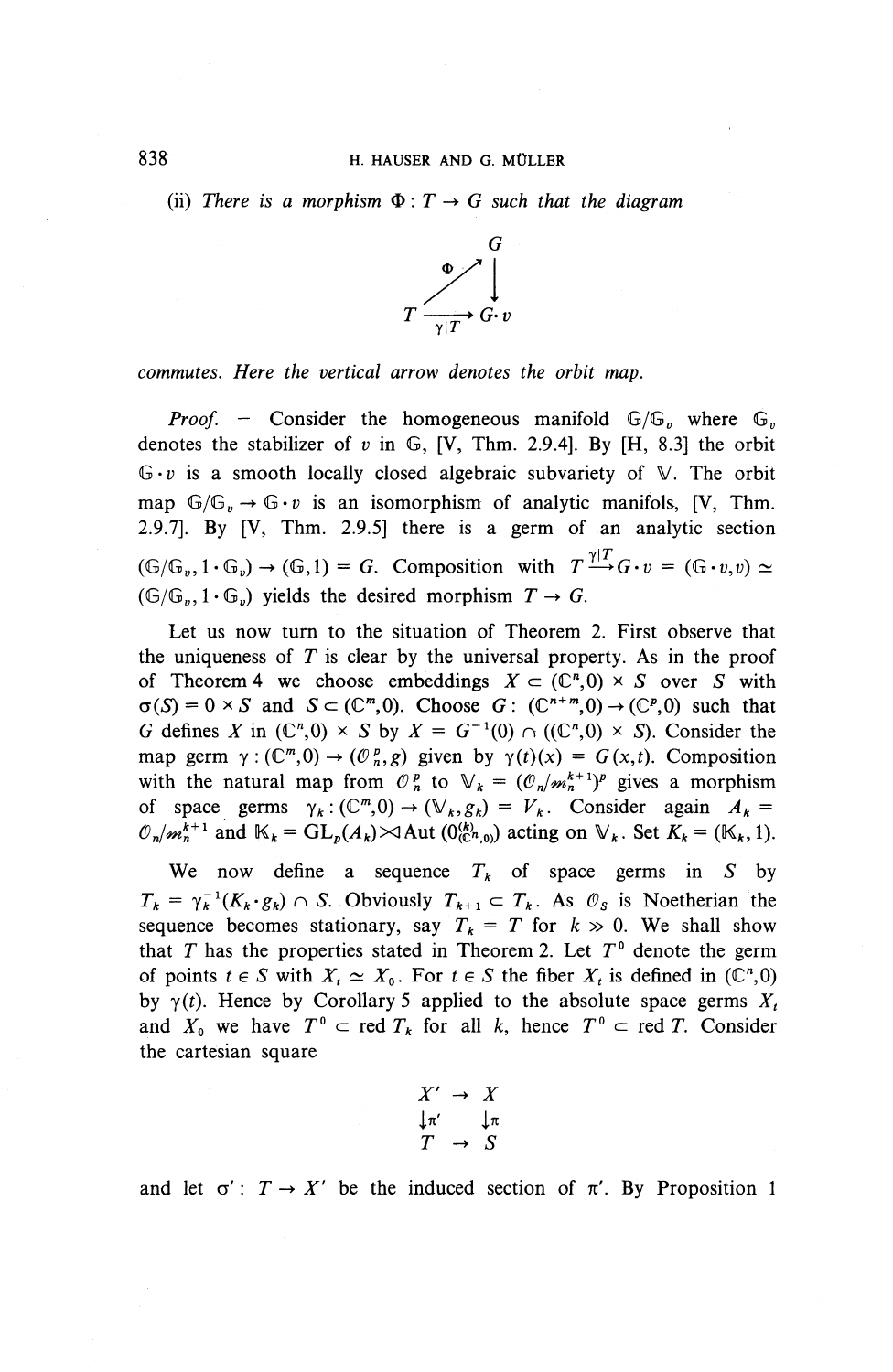(ii) *There is a morphism* $\Phi : T \to G$ *such that the diagram*

$$\begin{array}{ccc} & & G \\ & \overset{\Phi}{\nearrow} & \downarrow \\ T & \xrightarrow[\gamma|T]{} & G\cdot v \end{array}$$

*commutes. Here the vertical arrow denotes the orbit map.*

*Proof.* – Consider the homogeneous manifold $\mathbb{G}/\mathbb{G}_v$ where $\mathbb{G}_v$ denotes the stabilizer of $v$ in $\mathbb{G}$, [V, Thm. 2.9.4]. By [H, 8.3] the orbit $\mathbb{G}\cdot v$ is a smooth locally closed algebraic subvariety of $\mathbb{V}$. The orbit map $\mathbb{G}/\mathbb{G}_v \to \mathbb{G}\cdot v$ is an isomorphism of analytic manifols, [V, Thm. 2.9.7]. By [V, Thm. 2.9.5] there is a germ of an analytic section $(\mathbb{G}/\mathbb{G}_v, 1\cdot\mathbb{G}_v) \to (\mathbb{G},1) = G$. Composition with $T \xrightarrow{\gamma|T} G\cdot v = (\mathbb{G}\cdot v, v) \simeq (\mathbb{G}/\mathbb{G}_v, 1\cdot\mathbb{G}_v)$ yields the desired morphism $T \to G$.

Let us now turn to the situation of Theorem 2. First observe that the uniqueness of $T$ is clear by the universal property. As in the proof of Theorem 4 we choose embeddings $X \subset (\mathbb{C}^n,0)\times S$ over $S$ with $\sigma(S) = 0\times S$ and $S \subset (\mathbb{C}^m,0)$. Choose $G : (\mathbb{C}^{n+m},0) \to (\mathbb{C}^p,0)$ such that $G$ defines $X$ in $(\mathbb{C}^n,0)\times S$ by $X = G^{-1}(0) \cap ((\mathbb{C}^n,0)\times S)$. Consider the map germ $\gamma : (\mathbb{C}^m,0) \to (\mathcal{O}_n^p, g)$ given by $\gamma(t)(x) = G(x,t)$. Composition with the natural map from $\mathcal{O}_n^p$ to $\mathbb{V}_k = (\mathcal{O}_n/\mathfrak{m}_n^{k+1})^p$ gives a morphism of space germs $\gamma_k : (\mathbb{C}^m,0) \to (\mathbb{V}_k, g_k) = V_k$. Consider again $A_k = \mathcal{O}_n/\mathfrak{m}_n^{k+1}$ and $\mathbb{K}_k = \mathrm{GL}_p(A_k) \rtimes \mathrm{Aut}\,(\mathcal{O}^{(k)}_{(\mathbb{C}^n,0)})$ acting on $\mathbb{V}_k$. Set $K_k = (\mathbb{K}_k, 1)$.

We now define a sequence $T_k$ of space germs in $S$ by $T_k = \gamma_k^{-1}(K_k\cdot g_k) \cap S$. Obviously $T_{k+1} \subset T_k$. As $\mathcal{O}_S$ is Noetherian the sequence becomes stationary, say $T_k = T$ for $k \gg 0$. We shall show that $T$ has the properties stated in Theorem 2. Let $T^0$ denote the germ of points $t \in S$ with $X_t \simeq X_0$. For $t \in S$ the fiber $X_t$ is defined in $(\mathbb{C}^n,0)$ by $\gamma(t)$. Hence by Corollary 5 applied to the absolute space germs $X_t$ and $X_0$ we have $T^0 \subset \mathrm{red}\, T_k$ for all $k$, hence $T^0 \subset \mathrm{red}\, T$. Consider the cartesian square

$$\begin{array}{ccc} X' & \to & X \\ \downarrow\pi' & & \downarrow\pi \\ T & \to & S \end{array}$$

and let $\sigma' : T \to X'$ be the induced section of $\pi'$. By Proposition 1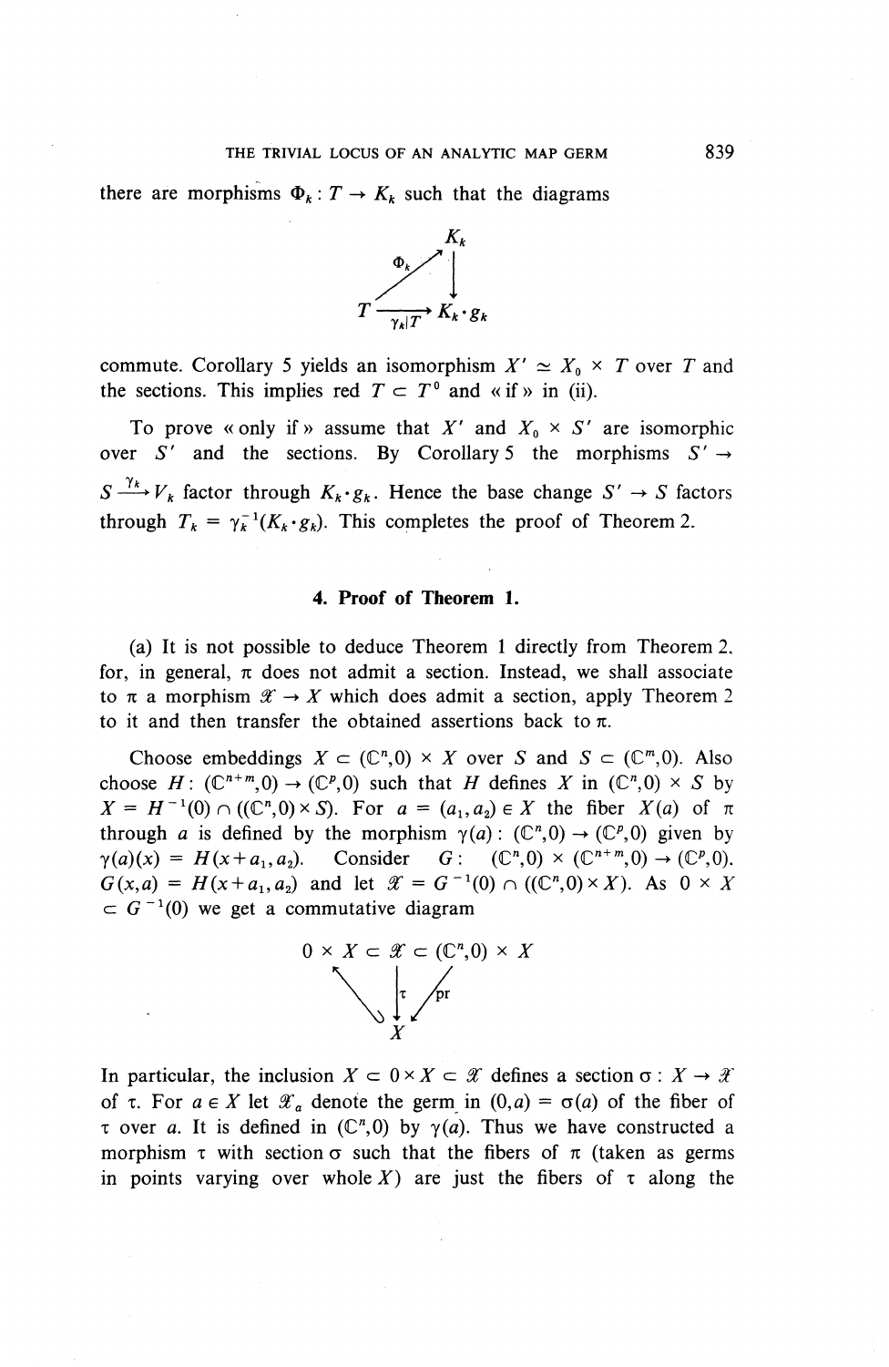there are morphisms $\Phi_k : T \to K_k$ such that the diagrams

$$\begin{array}{ccc} & & K_k \\ & \overset{\Phi_k}{\nearrow} & \downarrow \\ T & \xrightarrow[\gamma_k|T]{} & K_k \cdot g_k \end{array}$$

commute. Corollary 5 yields an isomorphism $X' \simeq X_0 \times T$ over $T$ and the sections. This implies red $T \subset T^0$ and « if » in (ii).

To prove « only if » assume that $X'$ and $X_0 \times S'$ are isomorphic over $S'$ and the sections. By Corollary 5 the morphisms $S' \to S \xrightarrow{\gamma_k} V_k$ factor through $K_k \cdot g_k$. Hence the base change $S' \to S$ factors through $T_k = \gamma_k^{-1}(K_k \cdot g_k)$. This completes the proof of Theorem 2.

## 4. Proof of Theorem 1.

(a) It is not possible to deduce Theorem 1 directly from Theorem 2, for, in general, $\pi$ does not admit a section. Instead, we shall associate to $\pi$ a morphism $\mathscr{X} \to X$ which does admit a section, apply Theorem 2 to it and then transfer the obtained assertions back to $\pi$.

Choose embeddings $X \subset (\mathbb{C}^n,0) \times X$ over $S$ and $S \subset (\mathbb{C}^m,0)$. Also choose $H : (\mathbb{C}^{n+m},0) \to (\mathbb{C}^p,0)$ such that $H$ defines $X$ in $(\mathbb{C}^n,0) \times S$ by $X = H^{-1}(0) \cap ((\mathbb{C}^n,0) \times S)$. For $a = (a_1,a_2) \in X$ the fiber $X(a)$ of $\pi$ through $a$ is defined by the morphism $\gamma(a) : (\mathbb{C}^n,0) \to (\mathbb{C}^p,0)$ given by $\gamma(a)(x) = H(x+a_1,a_2)$. Consider $G : (\mathbb{C}^n,0) \times (\mathbb{C}^{n+m},0) \to (\mathbb{C}^p,0)$, $G(x,a) = H(x+a_1,a_2)$ and let $\mathscr{X} = G^{-1}(0) \cap ((\mathbb{C}^n,0) \times X)$. As $0 \times X \subset G^{-1}(0)$ we get a commutative diagram

$$\begin{array}{ccccc} 0 \times X & \subset & \mathscr{X} & \subset & (\mathbb{C}^n,0) \times X \\ & \searrow & \downarrow \tau & \swarrow \text{pr} & \\ & & X & & \end{array}$$

In particular, the inclusion $X \subset 0 \times X \subset \mathscr{X}$ defines a section $\sigma : X \to \mathscr{X}$ of $\tau$. For $a \in X$ let $\mathscr{X}_a$ denote the germ in $(0,a) = \sigma(a)$ of the fiber of $\tau$ over $a$. It is defined in $(\mathbb{C}^n,0)$ by $\gamma(a)$. Thus we have constructed a morphism $\tau$ with section $\sigma$ such that the fibers of $\pi$ (taken as germs in points varying over whole $X$) are just the fibers of $\tau$ along the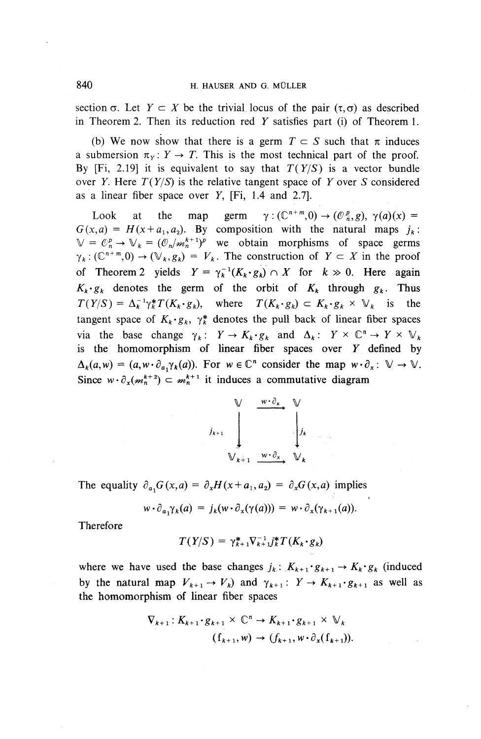section $\sigma$. Let $Y \subset X$ be the trivial locus of the pair $(\tau, \sigma)$ as described in Theorem 2. Then its reduction red $Y$ satisfies part (i) of Theorem 1.

(b) We now show that there is a germ $T \subset S$ such that $\pi$ induces a submersion $\pi_Y : Y \to T$. This is the most technical part of the proof. By [Fi, 2.19] it is equivalent to say that $T(Y/S)$ is a vector bundle over $Y$. Here $T(Y/S)$ is the relative tangent space of $Y$ over $S$ considered as a linear fiber space over $Y$, [Fi, 1.4 and 2.7].

Look at the map germ $\gamma : (\mathbb{C}^{n+m}, 0) \to (\mathcal{O}_n^p, g)$, $\gamma(a)(x) = G(x, a) = H(x + a_1, a_2)$. By composition with the natural maps $j_k$: $\mathbb{V} = \mathcal{O}_n^p \to \mathbb{V}_k = (\mathcal{O}_n/\mathfrak{m}_n^{k+1})^p$ we obtain morphisms of space germs $\gamma_k : (\mathbb{C}^{n+m}, 0) \to (\mathbb{V}_k, g_k) = V_k$. The construction of $Y \subset X$ in the proof of Theorem 2 yields $Y = \gamma_k^{-1}(K_k \cdot g_k) \cap X$ for $k \gg 0$. Here again $K_k \cdot g_k$ denotes the germ of the orbit of $K_k$ through $g_k$. Thus $T(Y/S) = \Delta_k^{-1} \gamma_k^* T(K_k \cdot g_k)$, where $T(K_k \cdot g_k) \subset K_k \cdot g_k \times \mathbb{V}_k$ is the tangent space of $K_k \cdot g_k$, $\gamma_k^*$ denotes the pull back of linear fiber spaces via the base change $\gamma_k$: $Y \to K_k \cdot g_k$ and $\Delta_k$: $Y \times \mathbb{C}^n \to Y \times \mathbb{V}_k$ is the homomorphism of linear fiber spaces over $Y$ defined by $\Delta_k(a, w) = (a, w \cdot \partial_{a_1} \gamma_k(a))$. For $w \in \mathbb{C}^n$ consider the map $w \cdot \partial_x$: $\mathbb{V} \to \mathbb{V}$. Since $w \cdot \partial_x(\mathfrak{m}_n^{k+2}) \subset \mathfrak{m}_n^{k+1}$ it induces a commutative diagram

$$\begin{array}{ccc} \mathbb{V} & \xrightarrow{w \cdot \partial_x} & \mathbb{V} \\ \Big\downarrow{\scriptstyle j_{k+1}} & & \Big\downarrow{\scriptstyle j_k} \\ \mathbb{V}_{k+1} & \xrightarrow{w \cdot \partial_x} & \mathbb{V}_k \end{array}$$

The equality $\partial_{a_1} G(x, a) = \partial_x H(x + a_1, a_2) = \partial_x G(x, a)$ implies

$$w \cdot \partial_{a_1} \gamma_k(a) = j_k(w \cdot \partial_x(\gamma(a))) = w \cdot \partial_x(\gamma_{k+1}(a)).$$

Therefore

$$T(Y/S) = \gamma_{k+1}^* \nabla_{k+1}^{-1} j_k^* T(K_k \cdot g_k)$$

where we have used the base changes $j_k$: $K_{k+1} \cdot g_{k+1} \to K_k \cdot g_k$ (induced by the natural map $V_{k+1} \to V_k$) and $\gamma_{k+1}$: $Y \to K_{k+1} \cdot g_{k+1}$ as well as the homomorphism of linear fiber spaces

$$\nabla_{k+1} : K_{k+1} \cdot g_{k+1} \times \mathbb{C}^n \to K_{k+1} \cdot g_{k+1} \times \mathbb{V}_k$$
$$(\mathfrak{f}_{k+1}, w) \to (f_{k+1}, w \cdot \partial_x(\mathfrak{f}_{k+1})).$$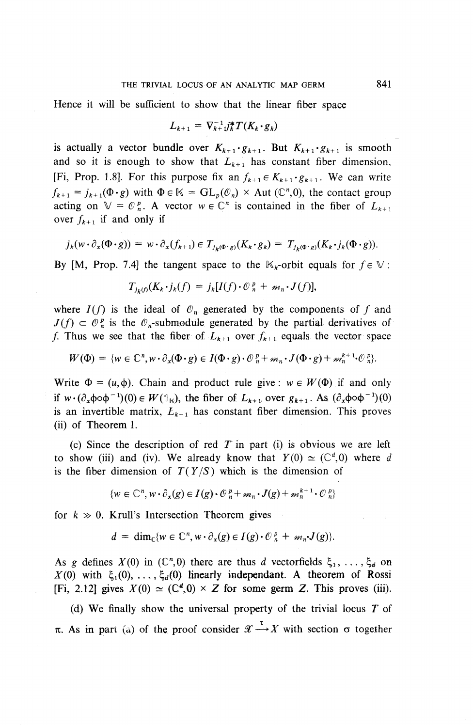Hence it will be sufficient to show that the linear fiber space

$$L_{k+1} = \nabla_{k+1}^{-1} j_k^* T(K_k \cdot g_k)$$

is actually a vector bundle over $K_{k+1} \cdot g_{k+1}$. But $K_{k+1} \cdot g_{k+1}$ is smooth and so it is enough to show that $L_{k+1}$ has constant fiber dimension. [Fi, Prop. 1.8]. For this purpose fix an $f_{k+1} \in K_{k+1} \cdot g_{k+1}$. We can write $f_{k+1} = j_{k+1}(\Phi \cdot g)$ with $\Phi \in \mathbb{K} = GL_p(\mathcal{O}_n) \times \text{Aut}(\mathbb{C}^n, 0)$, the contact group acting on $\mathbb{V} = \mathcal{O}_n^p$. A vector $w \in \mathbb{C}^n$ is contained in the fiber of $L_{k+1}$ over $f_{k+1}$ if and only if

$$j_k(w \cdot \partial_x(\Phi \cdot g)) = w \cdot \partial_x(f_{k+1}) \in T_{j_k(\Phi \cdot g)}(K_k \cdot g_k) = T_{j_k(\Phi \cdot g)}(K_k \cdot j_k(\Phi \cdot g)).$$

By [M, Prop. 7.4] the tangent space to the $\mathbb{K}_k$-orbit equals for $f \in \mathbb{V}$:

$$T_{j_k(f)}(K_k \cdot j_k(f)) = j_k[I(f) \cdot \mathcal{O}_n^p + m_n \cdot J(f)],$$

where $I(f)$ is the ideal of $\mathcal{O}_n$ generated by the components of $f$ and $J(f) \subset \mathcal{O}_n^p$ is the $\mathcal{O}_n$-submodule generated by the partial derivatives of $f$. Thus we see that the fiber of $L_{k+1}$ over $f_{k+1}$ equals the vector space

$$W(\Phi) = \{w \in \mathbb{C}^n, w \cdot \partial_x(\Phi \cdot g) \in I(\Phi \cdot g) \cdot \mathcal{O}_n^p + m_n \cdot J(\Phi \cdot g) + m_n^{k+1} \cdot \mathcal{O}_n^p\}.$$

Write $\Phi = (u, \phi)$. Chain and product rule give: $w \in W(\Phi)$ if and only if $w \cdot (\partial_x \phi \circ \phi^{-1})(0) \in W(\mathbb{1}_{\mathbb{K}})$, the fiber of $L_{k+1}$ over $g_{k+1}$. As $(\partial_x \phi \circ \phi^{-1})(0)$ is an invertible matrix, $L_{k+1}$ has constant fiber dimension. This proves (ii) of Theorem 1.

(c) Since the description of red $T$ in part (i) is obvious we are left to show (iii) and (iv). We already know that $Y(0) \simeq (\mathbb{C}^d, 0)$ where $d$ is the fiber dimension of $T(Y/S)$ which is the dimension of

$$\{w \in \mathbb{C}^n, w \cdot \partial_x(g) \in I(g) \cdot \mathcal{O}_n^p + m_n \cdot J(g) + m_n^{k+1} \cdot \mathcal{O}_n^p\}$$

for $k \gg 0$. Krull's Intersection Theorem gives

$$d = \dim_{\mathbb{C}}\{w \in \mathbb{C}^n, w \cdot \partial_x(g) \in I(g) \cdot \mathcal{O}_n^p + m_n \cdot J(g)\}.$$

As $g$ defines $X(0)$ in $(\mathbb{C}^n, 0)$ there are thus $d$ vectorfields $\xi_1, \ldots, \xi_d$ on $X(0)$ with $\xi_1(0), \ldots, \xi_d(0)$ linearly independant. A theorem of Rossi [Fi, 2.12] gives $X(0) \simeq (\mathbb{C}^d, 0) \times Z$ for some germ $Z$. This proves (iii).

(d) We finally show the universal property of the trivial locus $T$ of $\pi$. As in part (a) of the proof consider $\mathcal{X} \xrightarrow{\tau} X$ with section $\sigma$ together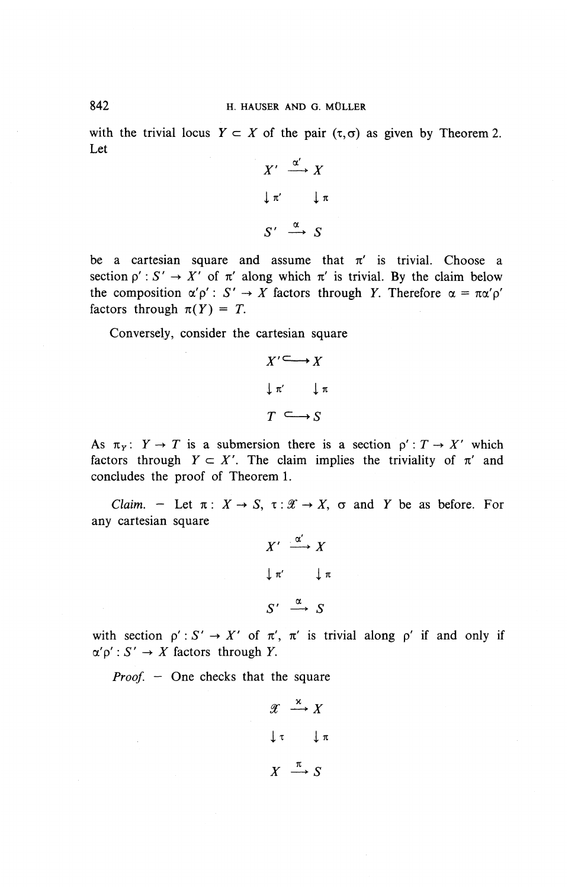with the trivial locus $Y \subset X$ of the pair $(\tau, \sigma)$ as given by Theorem 2. Let

$$\begin{array}{ccc} X' & \xrightarrow{\alpha'} & X \\ \downarrow \pi' & & \downarrow \pi \\ S' & \xrightarrow{\alpha} & S \end{array}$$

be a cartesian square and assume that $\pi'$ is trivial. Choose a section $\rho' : S' \to X'$ of $\pi'$ along which $\pi'$ is trivial. By the claim below the composition $\alpha'\rho' : S' \to X$ factors through $Y$. Therefore $\alpha = \pi\alpha'\rho'$ factors through $\pi(Y) = T$.

Conversely, consider the cartesian square

$$\begin{array}{ccc} X' & \hookrightarrow & X \\ \downarrow \pi' & & \downarrow \pi \\ T & \hookrightarrow & S \end{array}$$

As $\pi_Y : Y \to T$ is a submersion there is a section $\rho' : T \to X'$ which factors through $Y \subset X'$. The claim implies the triviality of $\pi'$ and concludes the proof of Theorem 1.

*Claim.* – Let $\pi : X \to S$, $\tau : \mathscr{X} \to X$, $\sigma$ and $Y$ be as before. For any cartesian square

$$\begin{array}{ccc} X' & \xrightarrow{\alpha'} & X \\ \downarrow \pi' & & \downarrow \pi \\ S' & \xrightarrow{\alpha} & S \end{array}$$

with section $\rho' : S' \to X'$ of $\pi'$, $\pi'$ is trivial along $\rho'$ if and only if $\alpha'\rho' : S' \to X$ factors through $Y$.

*Proof.* – One checks that the square

$$\begin{array}{ccc} \mathscr{X} & \xrightarrow{\chi} & X \\ \downarrow \tau & & \downarrow \pi \\ X & \xrightarrow{\pi} & S \end{array}$$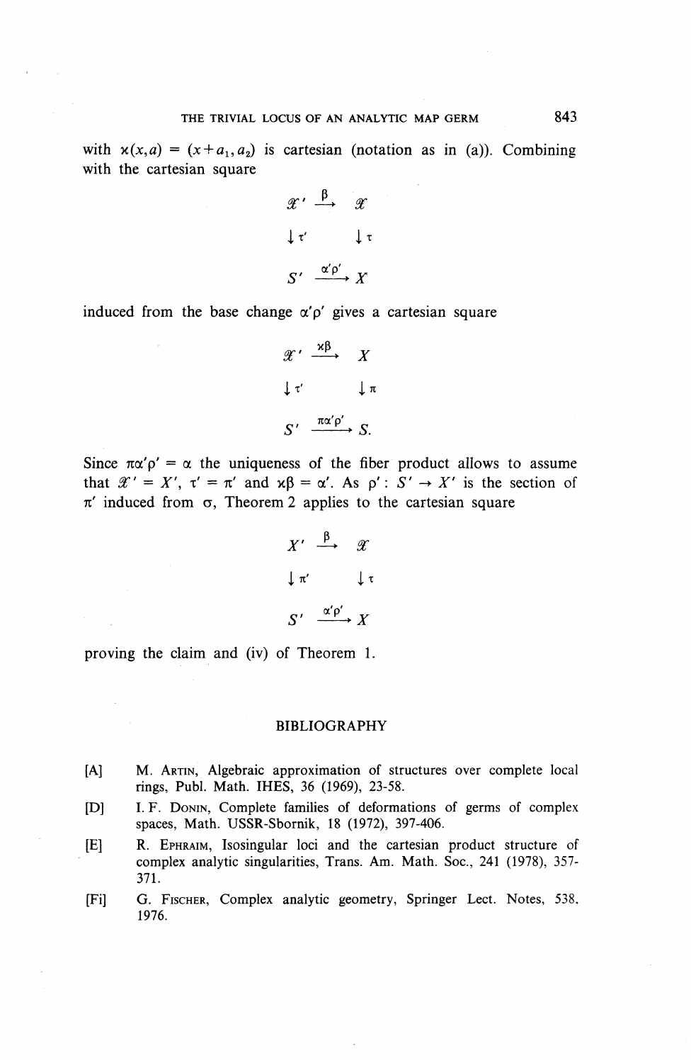with $\varkappa(x,a) = (x+a_1, a_2)$ is cartesian (notation as in (a)). Combining with the cartesian square

$$\begin{array}{ccc} \mathscr{X}' & \xrightarrow{\beta} & \mathscr{X} \\ \downarrow \tau' & & \downarrow \tau \\ S' & \xrightarrow{\alpha'\rho'} & X \end{array}$$

induced from the base change $\alpha'\rho'$ gives a cartesian square

$$\begin{array}{ccc} \mathscr{X}' & \xrightarrow{\varkappa\beta} & X \\ \downarrow \tau' & & \downarrow \pi \\ S' & \xrightarrow{\pi\alpha'\rho'} & S. \end{array}$$

Since $\pi\alpha'\rho' = \alpha$ the uniqueness of the fiber product allows to assume that $\mathscr{X}' = X'$, $\tau' = \pi'$ and $\varkappa\beta = \alpha'$. As $\rho' : S' \to X'$ is the section of $\pi'$ induced from $\sigma$, Theorem 2 applies to the cartesian square

$$\begin{array}{ccc} X' & \xrightarrow{\beta} & \mathscr{X} \\ \downarrow \pi' & & \downarrow \tau \\ S' & \xrightarrow{\alpha'\rho'} & X \end{array}$$

proving the claim and (iv) of Theorem 1.

## BIBLIOGRAPHY

[A] M. Artin, Algebraic approximation of structures over complete local rings, Publ. Math. IHES, 36 (1969), 23-58.

[D] I. F. Donin, Complete families of deformations of germs of complex spaces, Math. USSR-Sbornik, 18 (1972), 397-406.

[E] R. Ephraim, Isosingular loci and the cartesian product structure of complex analytic singularities, Trans. Am. Math. Soc., 241 (1978), 357-371.

[Fi] G. Fischer, Complex analytic geometry, Springer Lect. Notes, 538, 1976.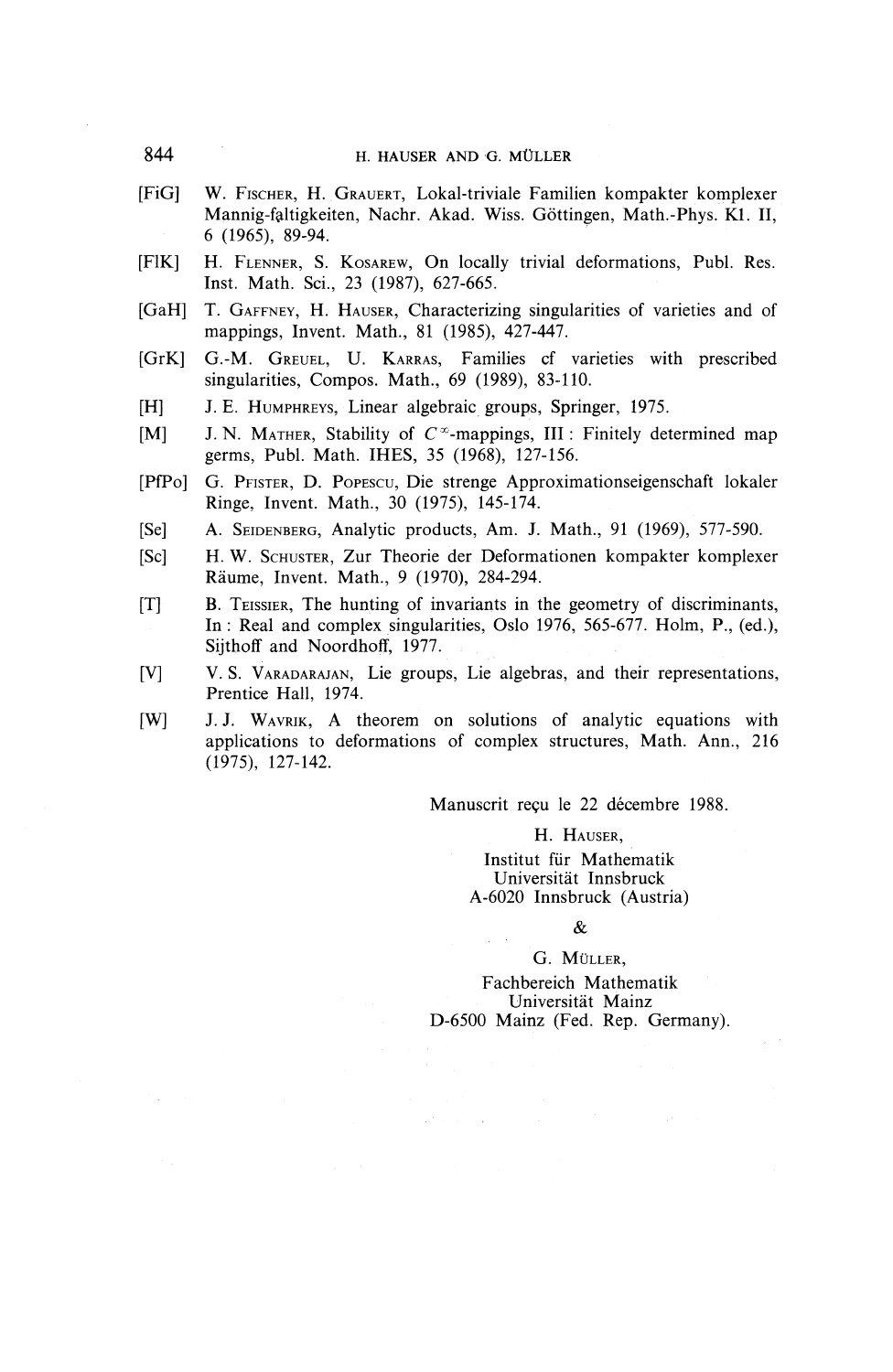[FiG] W. FISCHER, H. GRAUERT, Lokal-triviale Familien kompakter komplexer Mannig-faltigkeiten, Nachr. Akad. Wiss. Göttingen, Math.-Phys. Kl. II, 6 (1965), 89-94.

[FlK] H. FLENNER, S. KOSAREW, On locally trivial deformations, Publ. Res. Inst. Math. Sci., 23 (1987), 627-665.

[GaH] T. GAFFNEY, H. HAUSER, Characterizing singularities of varieties and of mappings, Invent. Math., 81 (1985), 427-447.

[GrK] G.-M. GREUEL, U. KARRAS, Families cf varieties with prescribed singularities, Compos. Math., 69 (1989), 83-110.

[H] J. E. HUMPHREYS, Linear algebraic groups, Springer, 1975.

[M] J. N. MATHER, Stability of $C^{\infty}$-mappings, III : Finitely determined map germs, Publ. Math. IHES, 35 (1968), 127-156.

[PfPo] G. PFISTER, D. POPESCU, Die strenge Approximationseigenschaft lokaler Ringe, Invent. Math., 30 (1975), 145-174.

[Se] A. SEIDENBERG, Analytic products, Am. J. Math., 91 (1969), 577-590.

[Sc] H. W. SCHUSTER, Zur Theorie der Deformationen kompakter komplexer Räume, Invent. Math., 9 (1970), 284-294.

[T] B. TEISSIER, The hunting of invariants in the geometry of discriminants, In : Real and complex singularities, Oslo 1976, 565-677. Holm, P., (ed.), Sijthoff and Noordhoff, 1977.

[V] V. S. VARADARAJAN, Lie groups, Lie algebras, and their representations, Prentice Hall, 1974.

[W] J. J. WAVRIK, A theorem on solutions of analytic equations with applications to deformations of complex structures, Math. Ann., 216 (1975), 127-142.

Manuscrit reçu le 22 décembre 1988.

H. HAUSER,
Institut für Mathematik
Universität Innsbruck
A-6020 Innsbruck (Austria)

&

G. MÜLLER,
Fachbereich Mathematik
Universität Mainz
D-6500 Mainz (Fed. Rep. Germany).